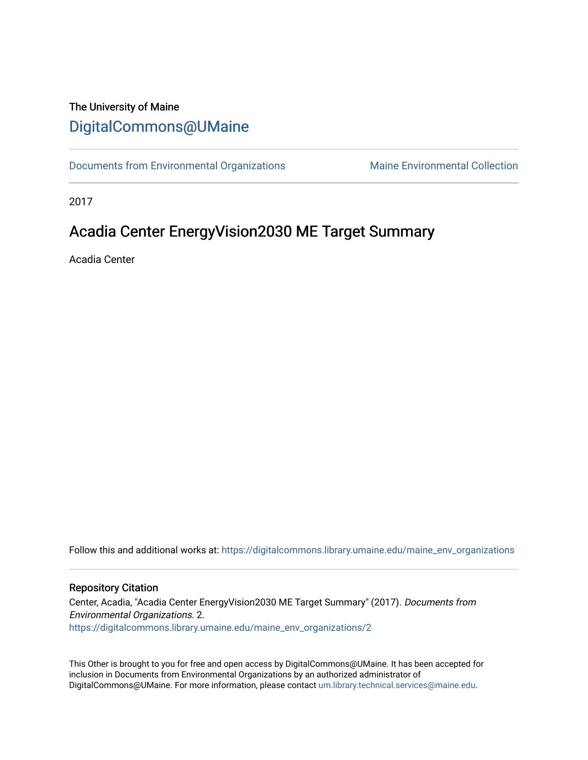The University of Maine

## [DigitalCommons@UMaine](https://digitalcommons.library.umaine.edu/)

[Documents from Environmental Organizations](https://digitalcommons.library.umaine.edu/maine_env_organizations) | [Maine Environmental Collection](https://digitalcommons.library.umaine.edu/maine_env)

2017

# Acadia Center EnergyVision2030 ME Target Summary

Acadia Center

Follow this and additional works at: https://digitalcommons.library.umaine.edu/maine_env_organizations

### Repository Citation

Center, Acadia, "Acadia Center EnergyVision2030 ME Target Summary" (2017). *Documents from Environmental Organizations*. 2.
https://digitalcommons.library.umaine.edu/maine_env_organizations/2

This Other is brought to you for free and open access by DigitalCommons@UMaine. It has been accepted for inclusion in Documents from Environmental Organizations by an authorized administrator of DigitalCommons@UMaine. For more information, please contact um.library.technical.services@maine.edu.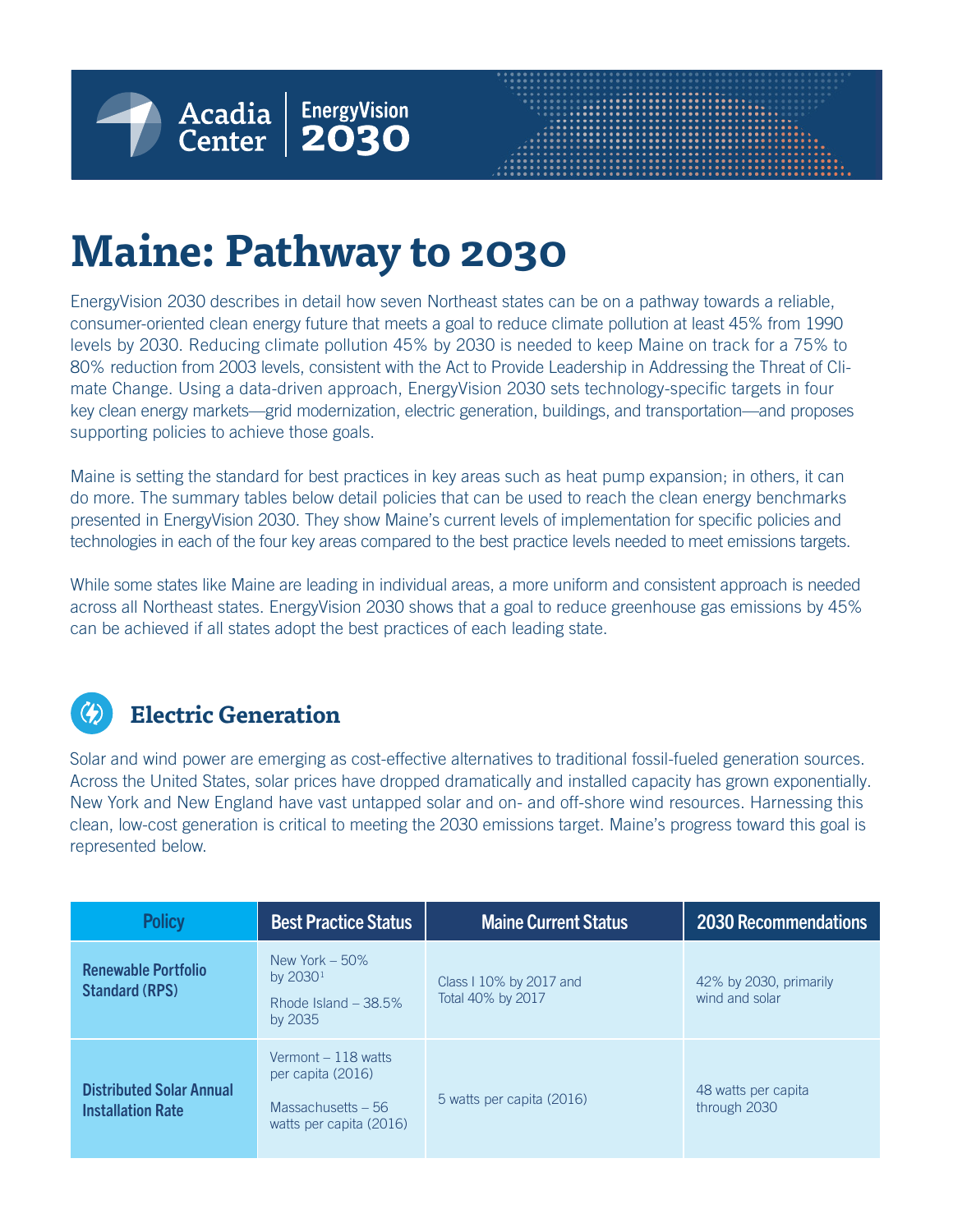# Maine: Pathway to 2030

EnergyVision 2030 describes in detail how seven Northeast states can be on a pathway towards a reliable, consumer-oriented clean energy future that meets a goal to reduce climate pollution at least 45% from 1990 levels by 2030. Reducing climate pollution 45% by 2030 is needed to keep Maine on track for a 75% to 80% reduction from 2003 levels, consistent with the Act to Provide Leadership in Addressing the Threat of Climate Change. Using a data-driven approach, EnergyVision 2030 sets technology-specific targets in four key clean energy markets—grid modernization, electric generation, buildings, and transportation—and proposes supporting policies to achieve those goals.

Maine is setting the standard for best practices in key areas such as heat pump expansion; in others, it can do more. The summary tables below detail policies that can be used to reach the clean energy benchmarks presented in EnergyVision 2030. They show Maine's current levels of implementation for specific policies and technologies in each of the four key areas compared to the best practice levels needed to meet emissions targets.

While some states like Maine are leading in individual areas, a more uniform and consistent approach is needed across all Northeast states. EnergyVision 2030 shows that a goal to reduce greenhouse gas emissions by 45% can be achieved if all states adopt the best practices of each leading state.

## Electric Generation

Solar and wind power are emerging as cost-effective alternatives to traditional fossil-fueled generation sources. Across the United States, solar prices have dropped dramatically and installed capacity has grown exponentially. New York and New England have vast untapped solar and on- and off-shore wind resources. Harnessing this clean, low-cost generation is critical to meeting the 2030 emissions target. Maine's progress toward this goal is represented below.

| Policy | Best Practice Status | Maine Current Status | 2030 Recommendations |
|---|---|---|---|
| **Renewable Portfolio Standard (RPS)** | New York – 50% by 2030[1]<br>Rhode Island – 38.5% by 2035 | Class I 10% by 2017 and Total 40% by 2017 | 42% by 2030, primarily wind and solar |
| **Distributed Solar Annual Installation Rate** | Vermont – 118 watts per capita (2016)<br>Massachusetts – 56 watts per capita (2016) | 5 watts per capita (2016) | 48 watts per capita through 2030 |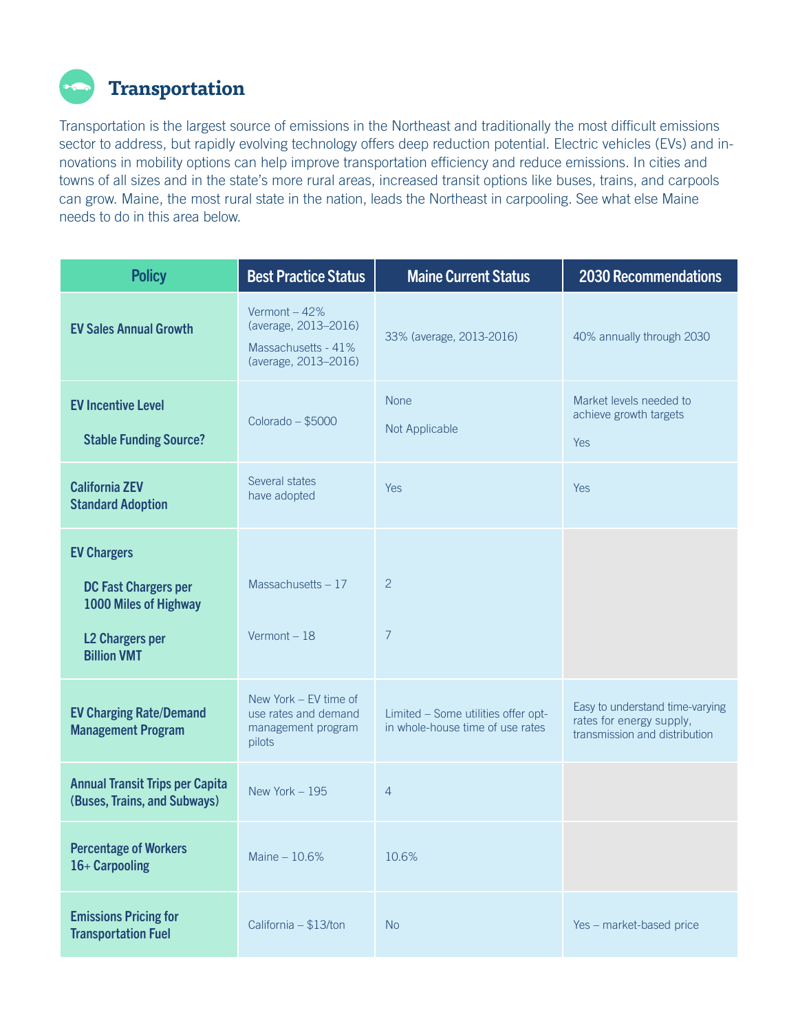## Transportation

Transportation is the largest source of emissions in the Northeast and traditionally the most difficult emissions sector to address, but rapidly evolving technology offers deep reduction potential. Electric vehicles (EVs) and innovations in mobility options can help improve transportation efficiency and reduce emissions. In cities and towns of all sizes and in the state's more rural areas, increased transit options like buses, trains, and carpools can grow. Maine, the most rural state in the nation, leads the Northeast in carpooling. See what else Maine needs to do in this area below.

| Policy | Best Practice Status | Maine Current Status | 2030 Recommendations |
|---|---|---|---|
| **EV Sales Annual Growth** | Vermont – 42% (average, 2013–2016)<br>Massachusetts - 41% (average, 2013–2016) | 33% (average, 2013-2016) | 40% annually through 2030 |
| **EV Incentive Level** | Colorado – $5000 | None | Market levels needed to achieve growth targets |
| **Stable Funding Source?** | | Not Applicable | Yes |
| **California ZEV Standard Adoption** | Several states have adopted | Yes | Yes |
| **EV Chargers** | | | |
| **DC Fast Chargers per 1000 Miles of Highway** | Massachusetts – 17 | 2 | |
| **L2 Chargers per Billion VMT** | Vermont – 18 | 7 | |
| **EV Charging Rate/Demand Management Program** | New York – EV time of use rates and demand management program pilots | Limited – Some utilities offer opt-in whole-house time of use rates | Easy to understand time-varying rates for energy supply, transmission and distribution |
| **Annual Transit Trips per Capita (Buses, Trains, and Subways)** | New York – 195 | 4 | |
| **Percentage of Workers 16+ Carpooling** | Maine – 10.6% | 10.6% | |
| **Emissions Pricing for Transportation Fuel** | California – $13/ton | No | Yes – market-based price |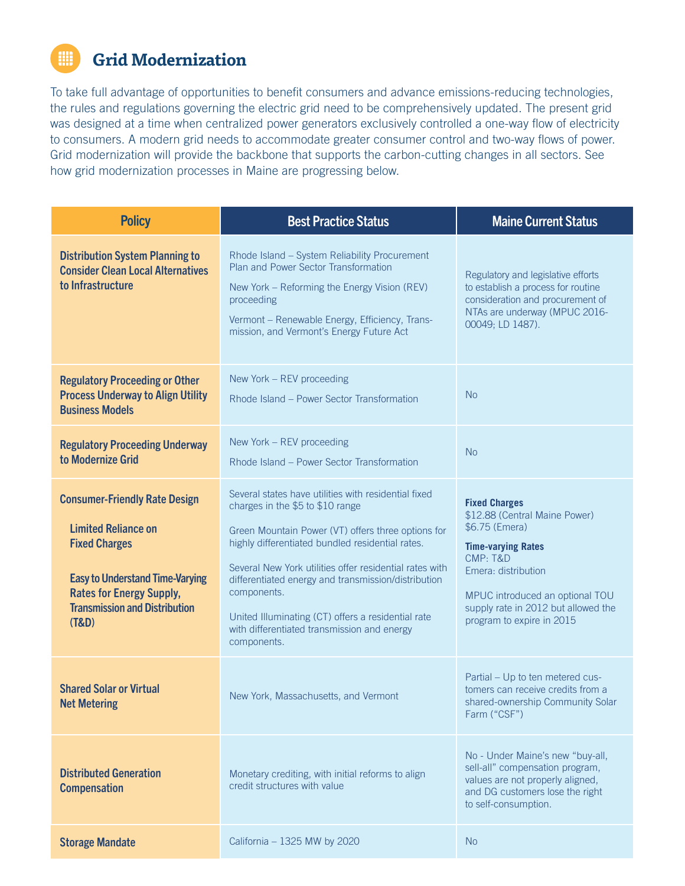## Grid Modernization

To take full advantage of opportunities to benefit consumers and advance emissions-reducing technologies, the rules and regulations governing the electric grid need to be comprehensively updated. The present grid was designed at a time when centralized power generators exclusively controlled a one-way flow of electricity to consumers. A modern grid needs to accommodate greater consumer control and two-way flows of power. Grid modernization will provide the backbone that supports the carbon-cutting changes in all sectors. See how grid modernization processes in Maine are progressing below.

| Policy | Best Practice Status | Maine Current Status |
|---|---|---|
| **Distribution System Planning to Consider Clean Local Alternatives to Infrastructure** | Rhode Island – System Reliability Procurement Plan and Power Sector Transformation<br><br>New York – Reforming the Energy Vision (REV) proceeding<br><br>Vermont – Renewable Energy, Efficiency, Transmission, and Vermont's Energy Future Act | Regulatory and legislative efforts to establish a process for routine consideration and procurement of NTAs are underway (MPUC 2016-00049; LD 1487). |
| **Regulatory Proceeding or Other Process Underway to Align Utility Business Models** | New York – REV proceeding<br><br>Rhode Island – Power Sector Transformation | No |
| **Regulatory Proceeding Underway to Modernize Grid** | New York – REV proceeding<br><br>Rhode Island – Power Sector Transformation | No |
| **Consumer-Friendly Rate Design**<br><br>**Limited Reliance on Fixed Charges**<br><br>**Easy to Understand Time-Varying Rates for Energy Supply, Transmission and Distribution (T&D)** | Several states have utilities with residential fixed charges in the $5 to $10 range<br><br>Green Mountain Power (VT) offers three options for highly differentiated bundled residential rates.<br><br>Several New York utilities offer residential rates with differentiated energy and transmission/distribution components.<br><br>United Illuminating (CT) offers a residential rate with differentiated transmission and energy components. | **Fixed Charges**<br>$12.88 (Central Maine Power)<br>$6.75 (Emera)<br><br>**Time-varying Rates**<br>CMP: T&D<br>Emera: distribution<br><br>MPUC introduced an optional TOU supply rate in 2012 but allowed the program to expire in 2015 |
| **Shared Solar or Virtual Net Metering** | New York, Massachusetts, and Vermont | Partial – Up to ten metered customers can receive credits from a shared-ownership Community Solar Farm ("CSF") |
| **Distributed Generation Compensation** | Monetary crediting, with initial reforms to align credit structures with value | No - Under Maine's new "buy-all, sell-all" compensation program, values are not properly aligned, and DG customers lose the right to self-consumption. |
| **Storage Mandate** | California – 1325 MW by 2020 | No |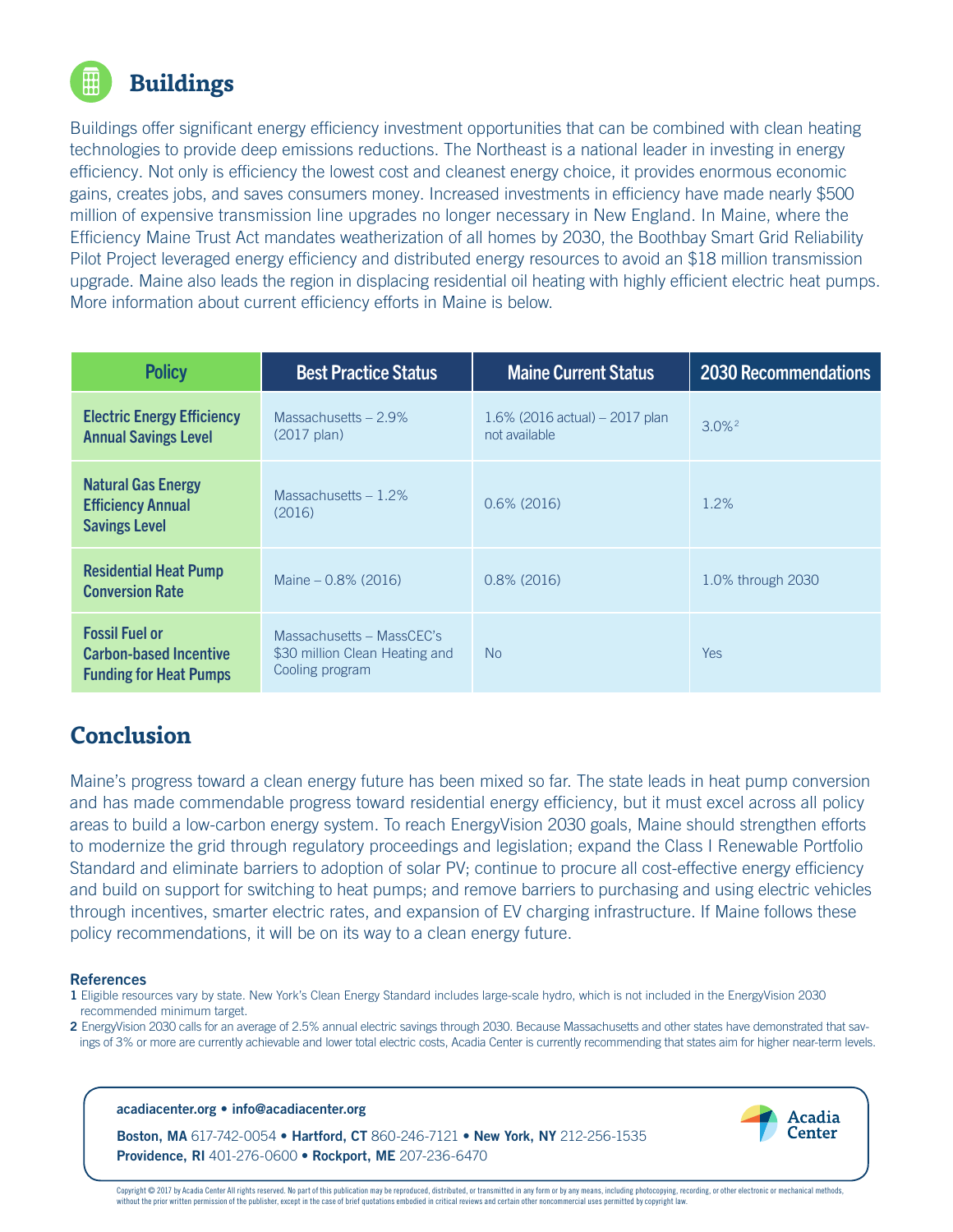## Buildings

Buildings offer significant energy efficiency investment opportunities that can be combined with clean heating technologies to provide deep emissions reductions. The Northeast is a national leader in investing in energy efficiency. Not only is efficiency the lowest cost and cleanest energy choice, it provides enormous economic gains, creates jobs, and saves consumers money. Increased investments in efficiency have made nearly $500 million of expensive transmission line upgrades no longer necessary in New England. In Maine, where the Efficiency Maine Trust Act mandates weatherization of all homes by 2030, the Boothbay Smart Grid Reliability Pilot Project leveraged energy efficiency and distributed energy resources to avoid an $18 million transmission upgrade. Maine also leads the region in displacing residential oil heating with highly efficient electric heat pumps. More information about current efficiency efforts in Maine is below.

| Policy | Best Practice Status | Maine Current Status | 2030 Recommendations |
|---|---|---|---|
| **Electric Energy Efficiency Annual Savings Level** | Massachusetts – 2.9% (2017 plan) | 1.6% (2016 actual) – 2017 plan not available | 3.0%[2] |
| **Natural Gas Energy Efficiency Annual Savings Level** | Massachusetts – 1.2% (2016) | 0.6% (2016) | 1.2% |
| **Residential Heat Pump Conversion Rate** | Maine – 0.8% (2016) | 0.8% (2016) | 1.0% through 2030 |
| **Fossil Fuel or Carbon-based Incentive Funding for Heat Pumps** | Massachusetts – MassCEC's $30 million Clean Heating and Cooling program | No | Yes |

## Conclusion

Maine's progress toward a clean energy future has been mixed so far. The state leads in heat pump conversion and has made commendable progress toward residential energy efficiency, but it must excel across all policy areas to build a low-carbon energy system. To reach EnergyVision 2030 goals, Maine should strengthen efforts to modernize the grid through regulatory proceedings and legislation; expand the Class I Renewable Portfolio Standard and eliminate barriers to adoption of solar PV; continue to procure all cost-effective energy efficiency and build on support for switching to heat pumps; and remove barriers to purchasing and using electric vehicles through incentives, smarter electric rates, and expansion of EV charging infrastructure. If Maine follows these policy recommendations, it will be on its way to a clean energy future.

### References

1 Eligible resources vary by state. New York's Clean Energy Standard includes large-scale hydro, which is not included in the EnergyVision 2030 recommended minimum target.

2 EnergyVision 2030 calls for an average of 2.5% annual electric savings through 2030. Because Massachusetts and other states have demonstrated that savings of 3% or more are currently achievable and lower total electric costs, Acadia Center is currently recommending that states aim for higher near-term levels.

**acadiacenter.org • info@acadiacenter.org**

**Boston, MA** 617-742-0054 • **Hartford, CT** 860-246-7121 • **New York, NY** 212-256-1535
**Providence, RI** 401-276-0600 • **Rockport, ME** 207-236-6470

Acadia Center

Copyright © 2017 by Acadia Center All rights reserved. No part of this publication may be reproduced, distributed, or transmitted in any form or by any means, including photocopying, recording, or other electronic or mechanical methods, without the prior written permission of the publisher, except in the case of brief quotations embodied in critical reviews and certain other noncommercial uses permitted by copyright law.